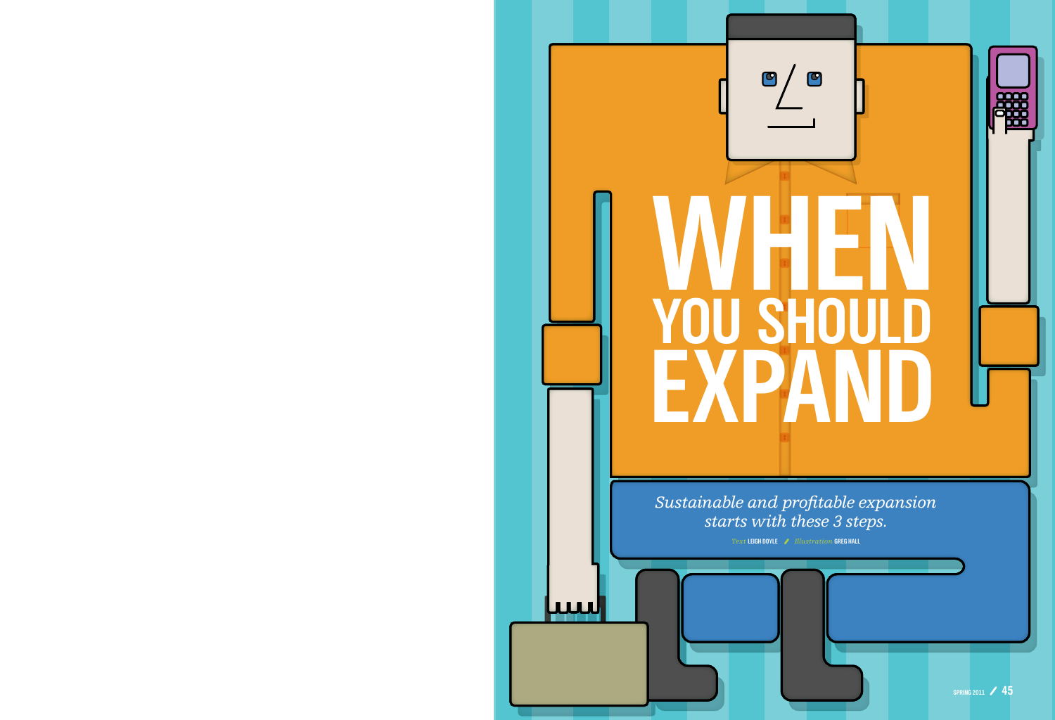# WHEN YOU SHOULD EXPAND

*Sustainable and profitable expansion starts with these 3 steps.*

*Text* LEIGH DOYLE / *Illustration* GREG HALL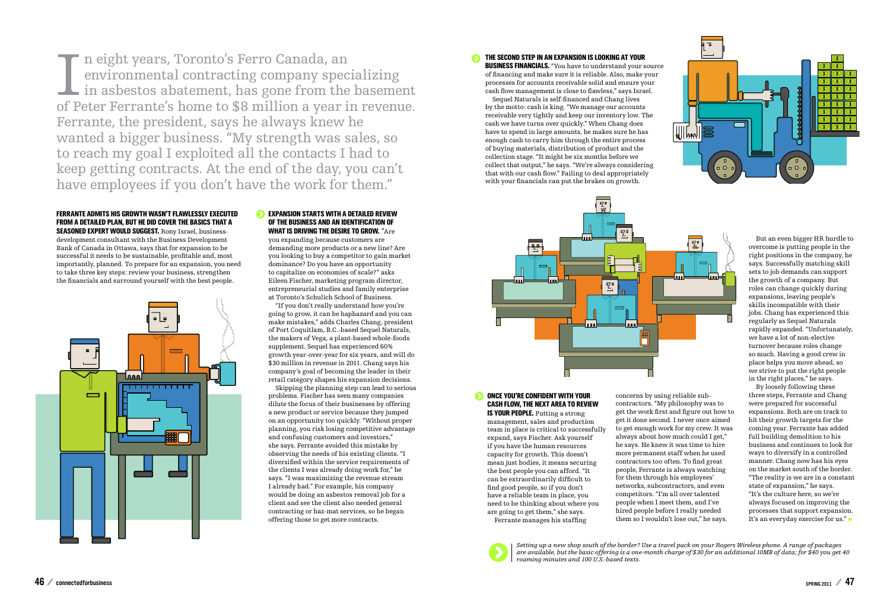In eight years, Toronto's Ferro Canada, an environmental contracting company specializing in asbestos abatement, has gone from the basement of Peter Ferrante's home to $8 million a year in revenue. Ferrante, the president, says he always knew he wanted a bigger business. "My strength was sales, so to reach my goal I exploited all the contacts I had to keep getting contracts. At the end of the day, you can't have employees if you don't have the work for them."

**FERRANTE ADMITS HIS GROWTH WASN'T FLAWLESSLY EXECUTED FROM A DETAILED PLAN, BUT HE DID COVER THE BASICS THAT A SEASONED EXPERT WOULD SUGGEST.** Rony Israel, business-development consultant with the Business Development Bank of Canada in Ottawa, says that for expansion to be successful it needs to be sustainable, profitable and, most importantly, planned. To prepare for an expansion, you need to take three key steps: review your business, strengthen the financials and surround yourself with the best people.

**EXPANSION STARTS WITH A DETAILED REVIEW OF THE BUSINESS AND AN IDENTIFICATION OF WHAT IS DRIVING THE DESIRE TO GROW.** "Are you expanding because customers are demanding more products or a new line? Are you looking to buy a competitor to gain market dominance? Do you have an opportunity to capitalize on economies of scale?" asks Eileen Fischer, marketing program director, entrepreneurial studies and family enterprise at Toronto's Schulich School of Business.

"If you don't really understand how you're going to grow, it can be haphazard and you can make mistakes," adds Charles Chang, president of Port Coquitlam, B.C.-based Sequel Naturals, the makers of Vega, a plant-based whole-foods supplement. Sequel has experienced 60% growth year-over-year for six years, and will do $30 million in revenue in 2011. Chang says his company's goal of becoming the leader in their retail category shapes his expansion decisions.

Skipping the planning step can lead to serious problems. Fischer has seen many companies dilute the focus of their businesses by offering a new product or service because they jumped on an opportunity too quickly. "Without proper planning, you risk losing competitive advantage and confusing customers and investors," she says. Ferrante avoided this mistake by observing the needs of his existing clients. "I diversified within the service requirements of the clients I was already doing work for," he says. "I was maximizing the revenue stream I already had." For example, his company would be doing an asbestos removal job for a client and see the client also needed general contracting or haz-mat services, so he began offering those to get more contracts.

**THE SECOND STEP IN AN EXPANSION IS LOOKING AT YOUR BUSINESS FINANCIALS.** "You have to understand your source of financing and make sure it is reliable. Also, make your processes for accounts receivable solid and ensure your cash flow management is close to flawless," says Israel.

Sequel Naturals is self-financed and Chang lives by the motto: cash is king. "We manage our accounts receivable very tightly and keep our inventory low. The cash we have turns over quickly." When Chang does have to spend in large amounts, he makes sure he has enough cash to carry him through the entire process of buying materials, distribution of product and the collection stage. "It might be six months before we collect that output," he says. "We're always considering that with our cash flow." Failing to deal appropriately with your financials can put the brakes on growth.

**ONCE YOU'RE CONFIDENT WITH YOUR CASH FLOW, THE NEXT AREA TO REVIEW IS YOUR PEOPLE.** Putting a strong management, sales and production team in place is critical to successfully expand, says Fischer. Ask yourself if you have the human resources capacity for growth. This doesn't mean just bodies, it means securing the best people you can afford. "It can be extraordinarily difficult to find good people, so if you don't have a reliable team in place, you need to be thinking about where you are going to get them," she says.

Ferrante manages his staffing concerns by using reliable sub-contractors. "My philosophy was to get the work first and figure out how to get it done second. I never once aimed to get enough work for my crew. It was always about how much could I get," he says. He knew it was time to hire more permanent staff when he used contractors too often. To find great people, Ferrante is always watching for them through his employees' networks, subcontractors, and even competitors. "I'm all over talented people when I meet them, and I've hired people before I really needed them so I wouldn't lose out," he says.

But an even bigger HR hurdle to overcome is putting people in the right positions in the company, he says. Successfully matching skill sets to job demands can support the growth of a company. But roles can change quickly during expansions, leaving people's skills incompatible with their jobs. Chang has experienced this regularly as Sequel Naturals rapidly expanded. "Unfortunately, we have a lot of non-elective turnover because roles change so much. Having a good crew in place helps you move ahead, so we strive to put the right people in the right places," he says.

By loosely following these three steps, Ferrante and Chang were prepared for successful expansions. Both are on track to hit their growth targets for the coming year. Ferrante has added full building demolition to his business and continues to look for ways to diversify in a controlled manner. Chang now has his eyes on the market south of the border. "The reality is we are in a constant state of expansion," he says. "It's the culture here, so we're always focused on improving the processes that support expansion. It's an everyday exercise for us."

*Setting up a new shop south of the border? Use a travel pack on your Rogers Wireless phone. A range of packages are available, but the basic offering is a one-month charge of $30 for an additional 10MB of data; for $40 you get 40 roaming minutes and 100 U.S.-based texts.*